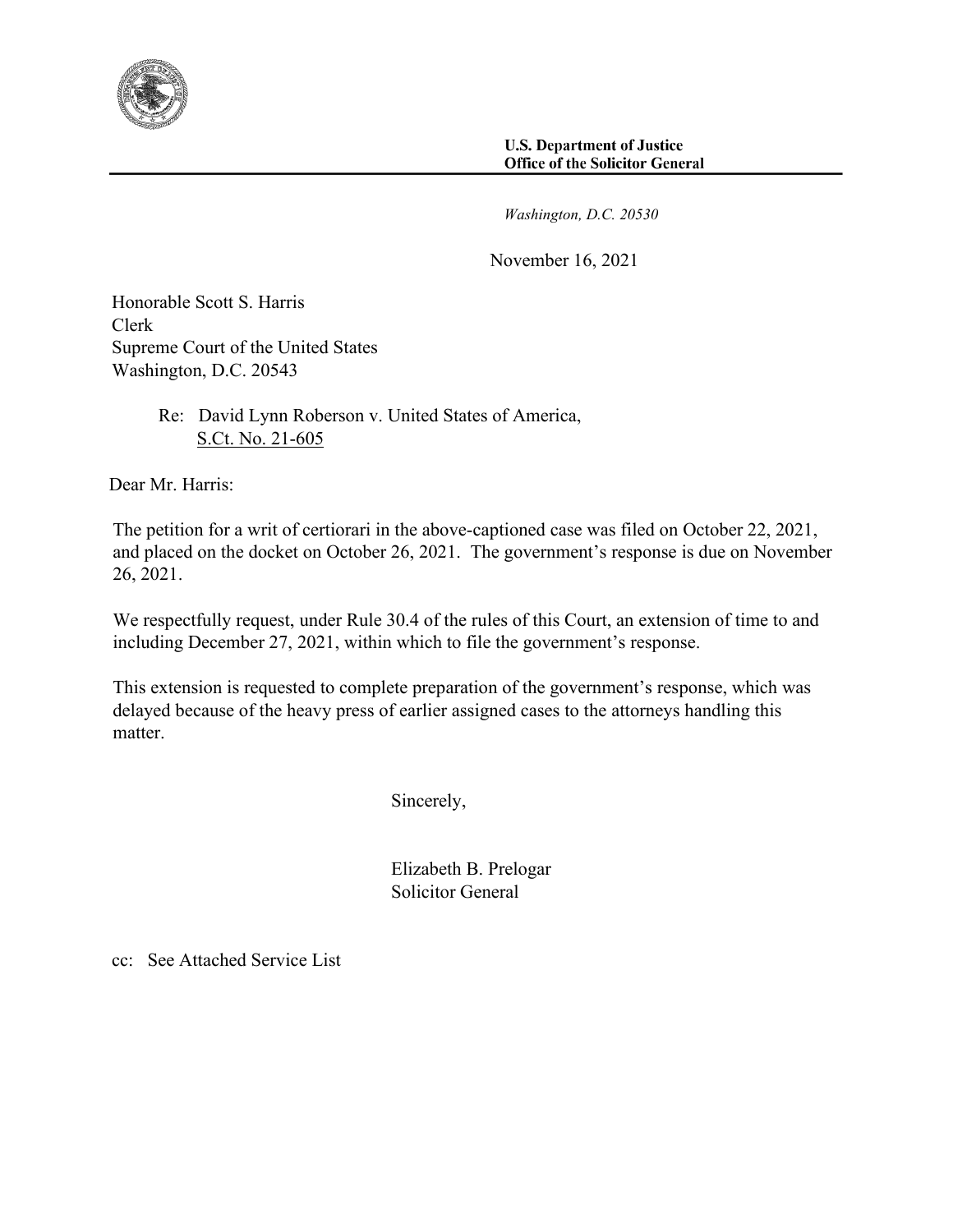**U.S. Department of Justice**
**Office of the Solicitor General**

*Washington, D.C. 20530*

November 16, 2021

Honorable Scott S. Harris
Clerk
Supreme Court of the United States
Washington, D.C. 20543

Re: David Lynn Roberson v. United States of America,
S.Ct. No. 21-605

Dear Mr. Harris:

The petition for a writ of certiorari in the above-captioned case was filed on October 22, 2021, and placed on the docket on October 26, 2021. The government's response is due on November 26, 2021.

We respectfully request, under Rule 30.4 of the rules of this Court, an extension of time to and including December 27, 2021, within which to file the government's response.

This extension is requested to complete preparation of the government's response, which was delayed because of the heavy press of earlier assigned cases to the attorneys handling this matter.

Sincerely,

Elizabeth B. Prelogar
Solicitor General

cc: See Attached Service List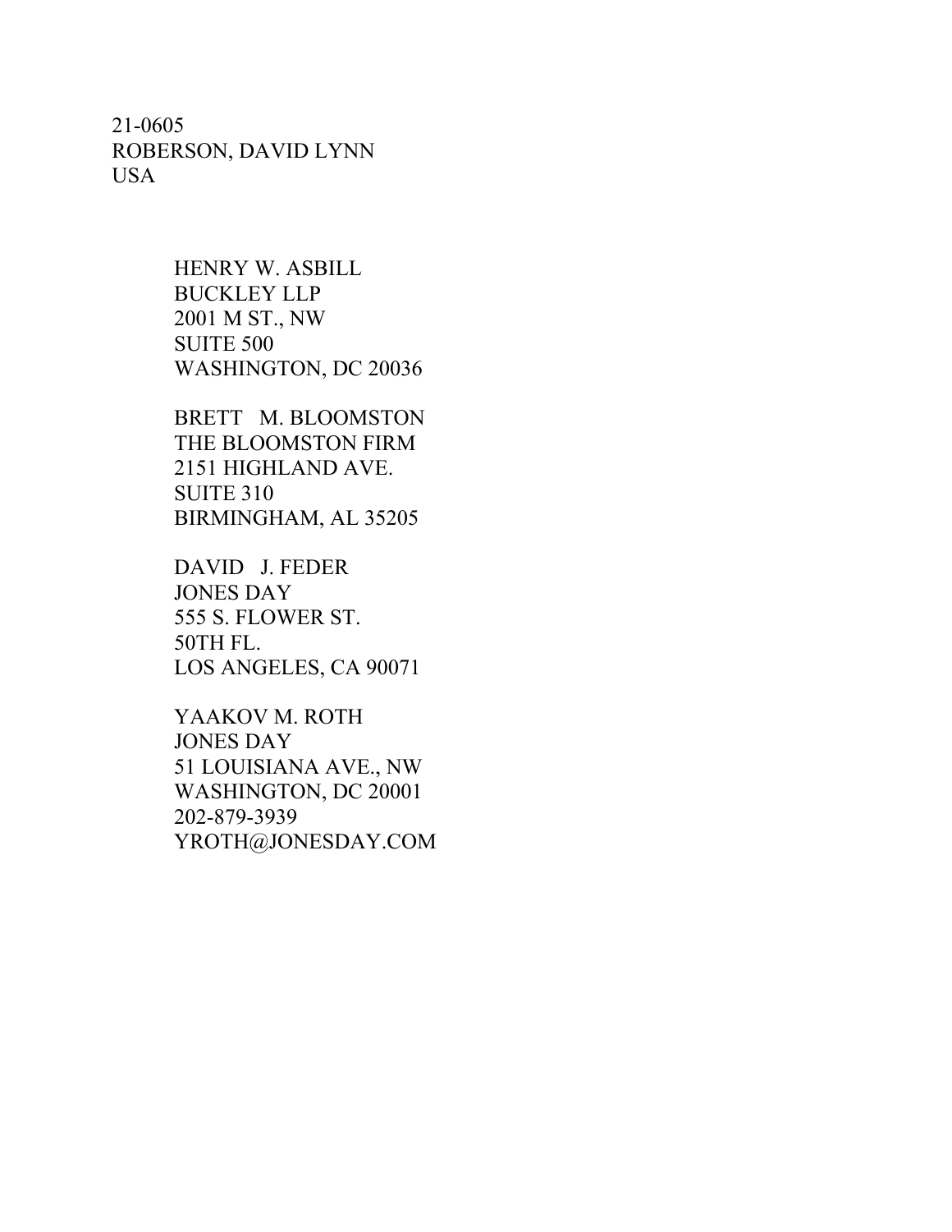21-0605
ROBERSON, DAVID LYNN
USA

HENRY W. ASBILL
BUCKLEY LLP
2001 M ST., NW
SUITE 500
WASHINGTON, DC 20036

BRETT M. BLOOMSTON
THE BLOOMSTON FIRM
2151 HIGHLAND AVE.
SUITE 310
BIRMINGHAM, AL 35205

DAVID J. FEDER
JONES DAY
555 S. FLOWER ST.
50TH FL.
LOS ANGELES, CA 90071

YAAKOV M. ROTH
JONES DAY
51 LOUISIANA AVE., NW
WASHINGTON, DC 20001
202-879-3939
YROTH@JONESDAY.COM